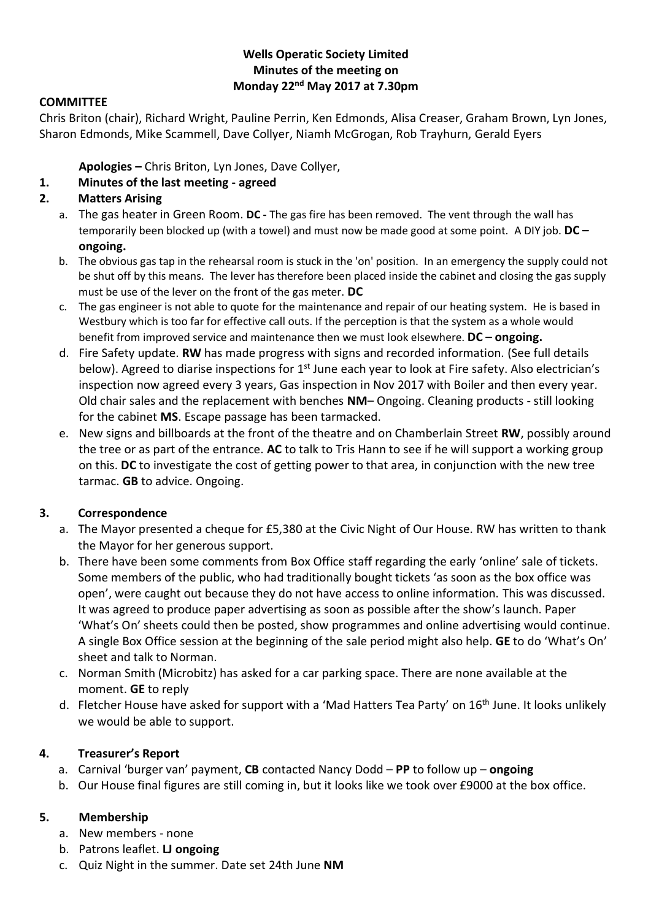**Wells Operatic Society Limited**
**Minutes of the meeting on**
**Monday 22nd May 2017 at 7.30pm**

**COMMITTEE**

Chris Briton (chair), Richard Wright, Pauline Perrin, Ken Edmonds, Alisa Creaser, Graham Brown, Lyn Jones, Sharon Edmonds, Mike Scammell, Dave Collyer, Niamh McGrogan, Rob Trayhurn, Gerald Eyers

**Apologies –** Chris Briton, Lyn Jones, Dave Collyer,

1. **Minutes of the last meeting - agreed**
2. **Matters Arising**
   a. The gas heater in Green Room. **DC -** The gas fire has been removed. The vent through the wall has temporarily been blocked up (with a towel) and must now be made good at some point. A DIY job. **DC – ongoing.**
   b. The obvious gas tap in the rehearsal room is stuck in the 'on' position. In an emergency the supply could not be shut off by this means. The lever has therefore been placed inside the cabinet and closing the gas supply must be use of the lever on the front of the gas meter. **DC**
   c. The gas engineer is not able to quote for the maintenance and repair of our heating system. He is based in Westbury which is too far for effective call outs. If the perception is that the system as a whole would benefit from improved service and maintenance then we must look elsewhere. **DC – ongoing.**
   d. Fire Safety update. **RW** has made progress with signs and recorded information. (See full details below). Agreed to diarise inspections for 1st June each year to look at Fire safety. Also electrician's inspection now agreed every 3 years, Gas inspection in Nov 2017 with Boiler and then every year. Old chair sales and the replacement with benches **NM**– Ongoing. Cleaning products - still looking for the cabinet **MS**. Escape passage has been tarmacked.
   e. New signs and billboards at the front of the theatre and on Chamberlain Street **RW**, possibly around the tree or as part of the entrance. **AC** to talk to Tris Hann to see if he will support a working group on this. **DC** to investigate the cost of getting power to that area, in conjunction with the new tree tarmac. **GB** to advice. Ongoing.

3. **Correspondence**
   a. The Mayor presented a cheque for £5,380 at the Civic Night of Our House. RW has written to thank the Mayor for her generous support.
   b. There have been some comments from Box Office staff regarding the early 'online' sale of tickets. Some members of the public, who had traditionally bought tickets 'as soon as the box office was open', were caught out because they do not have access to online information. This was discussed. It was agreed to produce paper advertising as soon as possible after the show's launch. Paper 'What's On' sheets could then be posted, show programmes and online advertising would continue. A single Box Office session at the beginning of the sale period might also help. **GE** to do 'What's On' sheet and talk to Norman.
   c. Norman Smith (Microbitz) has asked for a car parking space. There are none available at the moment. **GE** to reply
   d. Fletcher House have asked for support with a 'Mad Hatters Tea Party' on 16th June. It looks unlikely we would be able to support.

4. **Treasurer's Report**
   a. Carnival 'burger van' payment, **CB** contacted Nancy Dodd – **PP** to follow up – **ongoing**
   b. Our House final figures are still coming in, but it looks like we took over £9000 at the box office.

5. **Membership**
   a. New members - none
   b. Patrons leaflet. **LJ ongoing**
   c. Quiz Night in the summer. Date set 24th June **NM**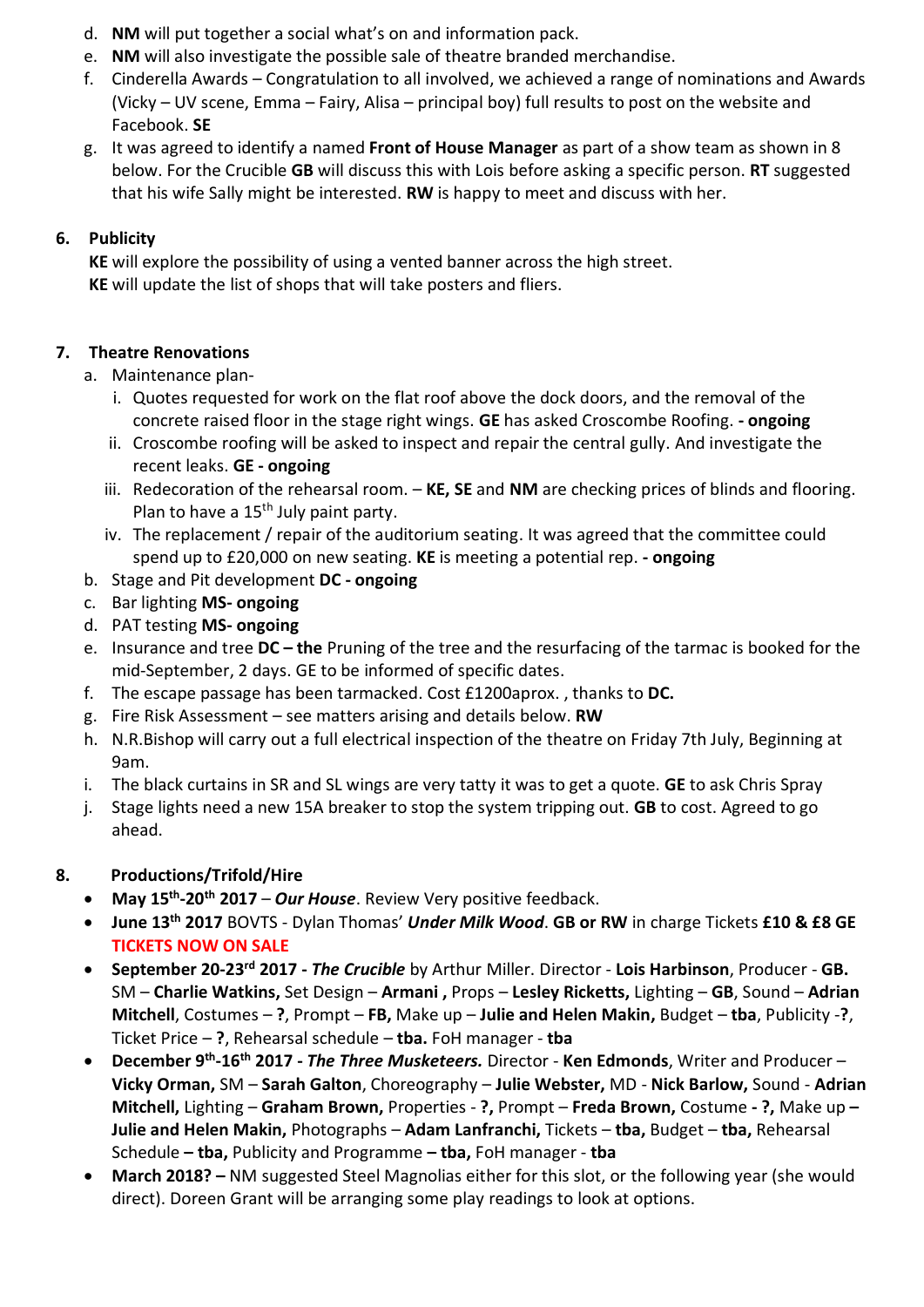d. **NM** will put together a social what's on and information pack.
e. **NM** will also investigate the possible sale of theatre branded merchandise.
f. Cinderella Awards – Congratulation to all involved, we achieved a range of nominations and Awards (Vicky – UV scene, Emma – Fairy, Alisa – principal boy) full results to post on the website and Facebook. **SE**
g. It was agreed to identify a named **Front of House Manager** as part of a show team as shown in 8 below. For the Crucible **GB** will discuss this with Lois before asking a specific person. **RT** suggested that his wife Sally might be interested. **RW** is happy to meet and discuss with her.

## 6. Publicity

**KE** will explore the possibility of using a vented banner across the high street.
**KE** will update the list of shops that will take posters and fliers.

## 7. Theatre Renovations

a. Maintenance plan-
   i. Quotes requested for work on the flat roof above the dock doors, and the removal of the concrete raised floor in the stage right wings. **GE** has asked Croscombe Roofing. **- ongoing**
   ii. Croscombe roofing will be asked to inspect and repair the central gully. And investigate the recent leaks. **GE - ongoing**
   iii. Redecoration of the rehearsal room. – **KE, SE** and **NM** are checking prices of blinds and flooring. Plan to have a 15th July paint party.
   iv. The replacement / repair of the auditorium seating. It was agreed that the committee could spend up to £20,000 on new seating. **KE** is meeting a potential rep. **- ongoing**
b. Stage and Pit development **DC - ongoing**
c. Bar lighting **MS- ongoing**
d. PAT testing **MS- ongoing**
e. Insurance and tree **DC – the** Pruning of the tree and the resurfacing of the tarmac is booked for the mid-September, 2 days. GE to be informed of specific dates.
f. The escape passage has been tarmacked. Cost £1200aprox. , thanks to **DC.**
g. Fire Risk Assessment – see matters arising and details below. **RW**
h. N.R.Bishop will carry out a full electrical inspection of the theatre on Friday 7th July, Beginning at 9am.
i. The black curtains in SR and SL wings are very tatty it was to get a quote. **GE** to ask Chris Spray
j. Stage lights need a new 15A breaker to stop the system tripping out. **GB** to cost. Agreed to go ahead.

## 8. Productions/Trifold/Hire

- **May 15th-20th 2017** – ***Our House***. Review Very positive feedback.
- **June 13th 2017** BOVTS - Dylan Thomas' ***Under Milk Wood***. **GB or RW** in charge Tickets **£10 & £8 GE** **TICKETS NOW ON SALE**
- **September 20-23rd 2017 -** ***The Crucible*** by Arthur Miller. Director - **Lois Harbinson**, Producer - **GB.** SM – **Charlie Watkins,** Set Design – **Armani ,** Props – **Lesley Ricketts,** Lighting – **GB**, Sound – **Adrian Mitchell**, Costumes – **?**, Prompt – **FB,** Make up – **Julie and Helen Makin,** Budget – **tba**, Publicity -**?**, Ticket Price – **?**, Rehearsal schedule – **tba.** FoH manager - **tba**
- **December 9th-16th 2017 -** ***The Three Musketeers.*** Director - **Ken Edmonds**, Writer and Producer – **Vicky Orman,** SM – **Sarah Galton**, Choreography – **Julie Webster,** MD - **Nick Barlow,** Sound - **Adrian Mitchell,** Lighting – **Graham Brown,** Properties - **?,** Prompt – **Freda Brown,** Costume **- ?,** Make up **– Julie and Helen Makin,** Photographs – **Adam Lanfranchi,** Tickets – **tba,** Budget – **tba,** Rehearsal Schedule **– tba,** Publicity and Programme **– tba,** FoH manager - **tba**
- **March 2018? –** NM suggested Steel Magnolias either for this slot, or the following year (she would direct). Doreen Grant will be arranging some play readings to look at options.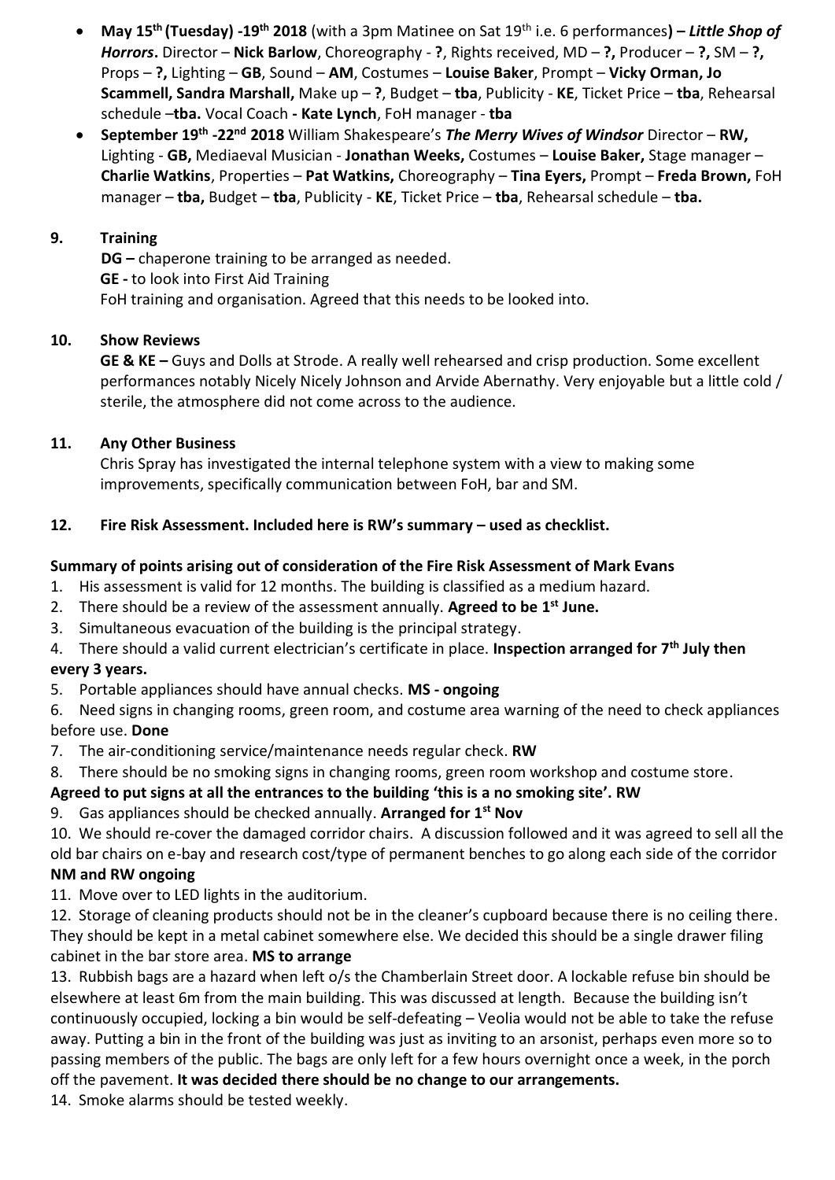- **May 15th (Tuesday) -19th 2018** (with a 3pm Matinee on Sat 19th i.e. 6 performances**)** – ***Little Shop of Horrors*.** Director – **Nick Barlow**, Choreography - **?**, Rights received, MD – **?,** Producer – **?,** SM – **?,** Props – **?,** Lighting – **GB**, Sound – **AM**, Costumes – **Louise Baker**, Prompt – **Vicky Orman, Jo Scammell, Sandra Marshall,** Make up – **?**, Budget – **tba**, Publicity - **KE**, Ticket Price – **tba**, Rehearsal schedule –**tba.** Vocal Coach **- Kate Lynch**, FoH manager - **tba**
- **September 19th -22nd 2018** William Shakespeare's ***The Merry Wives of Windsor*** Director – **RW,** Lighting - **GB,** Mediaeval Musician - **Jonathan Weeks,** Costumes – **Louise Baker,** Stage manager – **Charlie Watkins**, Properties – **Pat Watkins,** Choreography – **Tina Eyers,** Prompt – **Freda Brown,** FoH manager – **tba,** Budget – **tba**, Publicity - **KE**, Ticket Price – **tba**, Rehearsal schedule – **tba.**

## 9. Training

**DG –** chaperone training to be arranged as needed.
**GE -** to look into First Aid Training
FoH training and organisation. Agreed that this needs to be looked into.

## 10. Show Reviews

**GE & KE –** Guys and Dolls at Strode. A really well rehearsed and crisp production. Some excellent performances notably Nicely Nicely Johnson and Arvide Abernathy. Very enjoyable but a little cold / sterile, the atmosphere did not come across to the audience.

## 11. Any Other Business

Chris Spray has investigated the internal telephone system with a view to making some improvements, specifically communication between FoH, bar and SM.

## 12. Fire Risk Assessment. Included here is RW's summary – used as checklist.

**Summary of points arising out of consideration of the Fire Risk Assessment of Mark Evans**

1. His assessment is valid for 12 months. The building is classified as a medium hazard.
2. There should be a review of the assessment annually. **Agreed to be 1st June.**
3. Simultaneous evacuation of the building is the principal strategy.
4. There should a valid current electrician's certificate in place. **Inspection arranged for 7th July then every 3 years.**
5. Portable appliances should have annual checks. **MS - ongoing**
6. Need signs in changing rooms, green room, and costume area warning of the need to check appliances before use. **Done**
7. The air-conditioning service/maintenance needs regular check. **RW**
8. There should be no smoking signs in changing rooms, green room workshop and costume store. **Agreed to put signs at all the entrances to the building 'this is a no smoking site'. RW**
9. Gas appliances should be checked annually. **Arranged for 1st Nov**
10. We should re-cover the damaged corridor chairs. A discussion followed and it was agreed to sell all the old bar chairs on e-bay and research cost/type of permanent benches to go along each side of the corridor **NM and RW ongoing**
11. Move over to LED lights in the auditorium.
12. Storage of cleaning products should not be in the cleaner's cupboard because there is no ceiling there. They should be kept in a metal cabinet somewhere else. We decided this should be a single drawer filing cabinet in the bar store area. **MS to arrange**
13. Rubbish bags are a hazard when left o/s the Chamberlain Street door. A lockable refuse bin should be elsewhere at least 6m from the main building. This was discussed at length. Because the building isn't continuously occupied, locking a bin would be self-defeating – Veolia would not be able to take the refuse away. Putting a bin in the front of the building was just as inviting to an arsonist, perhaps even more so to passing members of the public. The bags are only left for a few hours overnight once a week, in the porch off the pavement. **It was decided there should be no change to our arrangements.**
14. Smoke alarms should be tested weekly.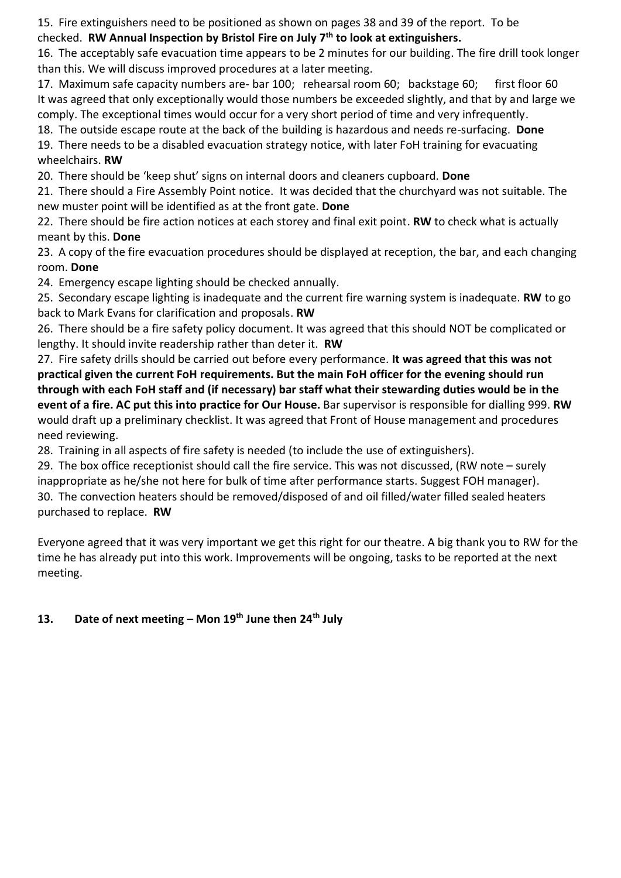15. Fire extinguishers need to be positioned as shown on pages 38 and 39 of the report. To be checked. **RW Annual Inspection by Bristol Fire on July 7th to look at extinguishers.**

16. The acceptably safe evacuation time appears to be 2 minutes for our building. The fire drill took longer than this. We will discuss improved procedures at a later meeting.

17. Maximum safe capacity numbers are- bar 100; rehearsal room 60; backstage 60; first floor 60 It was agreed that only exceptionally would those numbers be exceeded slightly, and that by and large we comply. The exceptional times would occur for a very short period of time and very infrequently.

18. The outside escape route at the back of the building is hazardous and needs re-surfacing. **Done**

19. There needs to be a disabled evacuation strategy notice, with later FoH training for evacuating wheelchairs. **RW**

20. There should be 'keep shut' signs on internal doors and cleaners cupboard. **Done**

21. There should a Fire Assembly Point notice. It was decided that the churchyard was not suitable. The new muster point will be identified as at the front gate. **Done**

22. There should be fire action notices at each storey and final exit point. **RW** to check what is actually meant by this. **Done**

23. A copy of the fire evacuation procedures should be displayed at reception, the bar, and each changing room. **Done**

24. Emergency escape lighting should be checked annually.

25. Secondary escape lighting is inadequate and the current fire warning system is inadequate. **RW** to go back to Mark Evans for clarification and proposals. **RW**

26. There should be a fire safety policy document. It was agreed that this should NOT be complicated or lengthy. It should invite readership rather than deter it. **RW**

27. Fire safety drills should be carried out before every performance. **It was agreed that this was not practical given the current FoH requirements. But the main FoH officer for the evening should run through with each FoH staff and (if necessary) bar staff what their stewarding duties would be in the event of a fire. AC put this into practice for Our House.** Bar supervisor is responsible for dialling 999. **RW** would draft up a preliminary checklist. It was agreed that Front of House management and procedures need reviewing.

28. Training in all aspects of fire safety is needed (to include the use of extinguishers).

29. The box office receptionist should call the fire service. This was not discussed, (RW note – surely inappropriate as he/she not here for bulk of time after performance starts. Suggest FOH manager).

30. The convection heaters should be removed/disposed of and oil filled/water filled sealed heaters purchased to replace. **RW**

Everyone agreed that it was very important we get this right for our theatre. A big thank you to RW for the time he has already put into this work. Improvements will be ongoing, tasks to be reported at the next meeting.

## 13. Date of next meeting – Mon 19th June then 24th July